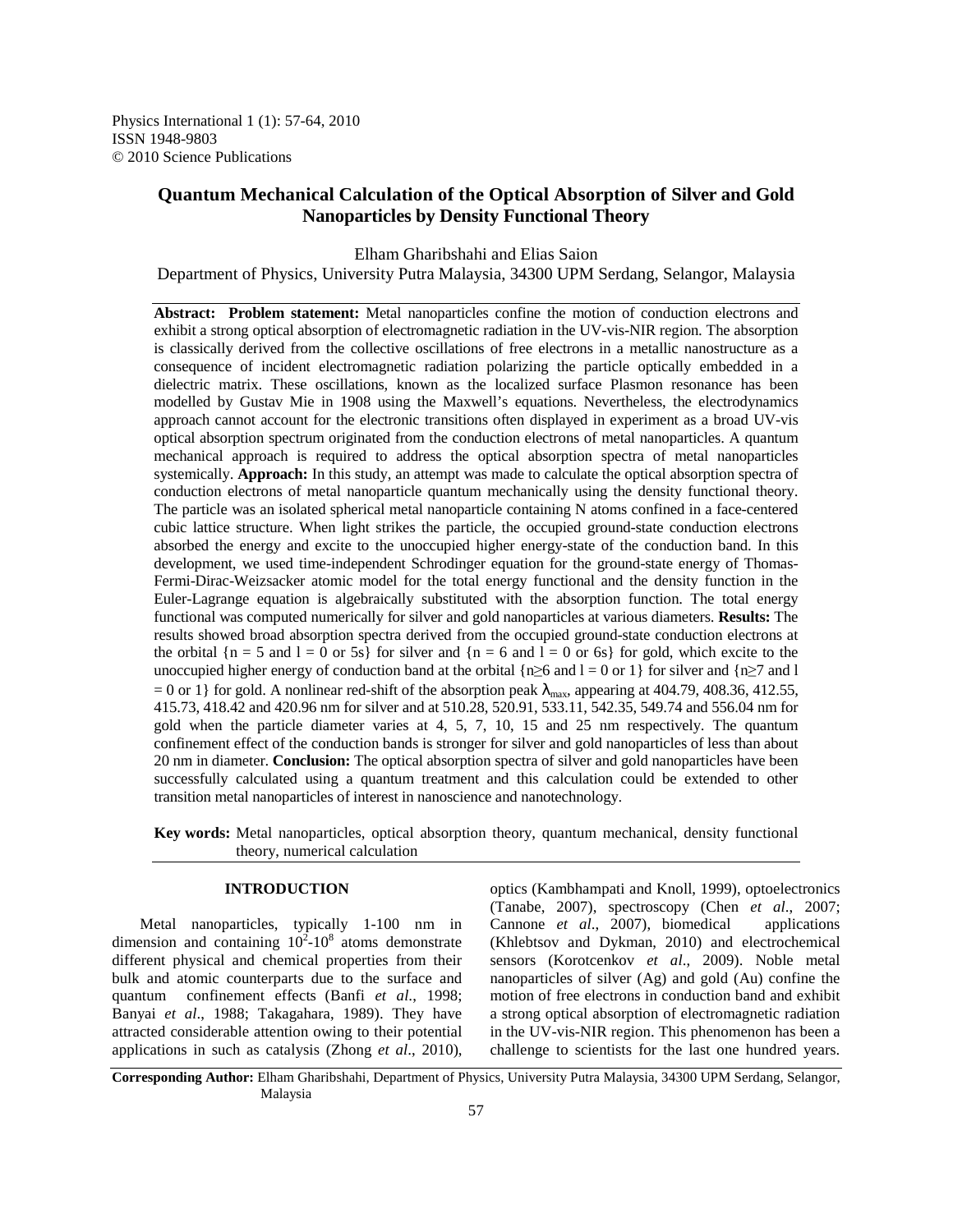Physics International 1 (1): 57-64, 2010
ISSN 1948-9803
© 2010 Science Publications

# Quantum Mechanical Calculation of the Optical Absorption of Silver and Gold Nanoparticles by Density Functional Theory

Elham Gharibshahi and Elias Saion
Department of Physics, University Putra Malaysia, 34300 UPM Serdang, Selangor, Malaysia

**Abstract: Problem statement:** Metal nanoparticles confine the motion of conduction electrons and exhibit a strong optical absorption of electromagnetic radiation in the UV-vis-NIR region. The absorption is classically derived from the collective oscillations of free electrons in a metallic nanostructure as a consequence of incident electromagnetic radiation polarizing the particle optically embedded in a dielectric matrix. These oscillations, known as the localized surface Plasmon resonance has been modelled by Gustav Mie in 1908 using the Maxwell's equations. Nevertheless, the electrodynamics approach cannot account for the electronic transitions often displayed in experiment as a broad UV-vis optical absorption spectrum originated from the conduction electrons of metal nanoparticles. A quantum mechanical approach is required to address the optical absorption spectra of metal nanoparticles systemically. **Approach:** In this study, an attempt was made to calculate the optical absorption spectra of conduction electrons of metal nanoparticle quantum mechanically using the density functional theory. The particle was an isolated spherical metal nanoparticle containing N atoms confined in a face-centered cubic lattice structure. When light strikes the particle, the occupied ground-state conduction electrons absorbed the energy and excite to the unoccupied higher energy-state of the conduction band. In this development, we used time-independent Schrodinger equation for the ground-state energy of Thomas-Fermi-Dirac-Weizsacker atomic model for the total energy functional and the density function in the Euler-Lagrange equation is algebraically substituted with the absorption function. The total energy functional was computed numerically for silver and gold nanoparticles at various diameters. **Results:** The results showed broad absorption spectra derived from the occupied ground-state conduction electrons at the orbital {n = 5 and l = 0 or 5s} for silver and {n = 6 and l = 0 or 6s} for gold, which excite to the unoccupied higher energy of conduction band at the orbital {n≥6 and l = 0 or 1} for silver and {n≥7 and l = 0 or 1} for gold. A nonlinear red-shift of the absorption peak $\lambda_{max}$, appearing at 404.79, 408.36, 412.55, 415.73, 418.42 and 420.96 nm for silver and at 510.28, 520.91, 533.11, 542.35, 549.74 and 556.04 nm for gold when the particle diameter varies at 4, 5, 7, 10, 15 and 25 nm respectively. The quantum confinement effect of the conduction bands is stronger for silver and gold nanoparticles of less than about 20 nm in diameter. **Conclusion:** The optical absorption spectra of silver and gold nanoparticles have been successfully calculated using a quantum treatment and this calculation could be extended to other transition metal nanoparticles of interest in nanoscience and nanotechnology.

**Key words:** Metal nanoparticles, optical absorption theory, quantum mechanical, density functional theory, numerical calculation

## INTRODUCTION

Metal nanoparticles, typically 1-100 nm in dimension and containing $10^2$-$10^8$ atoms demonstrate different physical and chemical properties from their bulk and atomic counterparts due to the surface and quantum confinement effects (Banfi *et al*., 1998; Banyai *et al*., 1988; Takagahara, 1989). They have attracted considerable attention owing to their potential applications in such as catalysis (Zhong *et al*., 2010), optics (Kambhampati and Knoll, 1999), optoelectronics (Tanabe, 2007), spectroscopy (Chen *et al*., 2007; Cannone *et al*., 2007), biomedical applications (Khlebtsov and Dykman, 2010) and electrochemical sensors (Korotcenkov *et al*., 2009). Noble metal nanoparticles of silver (Ag) and gold (Au) confine the motion of free electrons in conduction band and exhibit a strong optical absorption of electromagnetic radiation in the UV-vis-NIR region. This phenomenon has been a challenge to scientists for the last one hundred years.

**Corresponding Author:** Elham Gharibshahi, Department of Physics, University Putra Malaysia, 34300 UPM Serdang, Selangor, Malaysia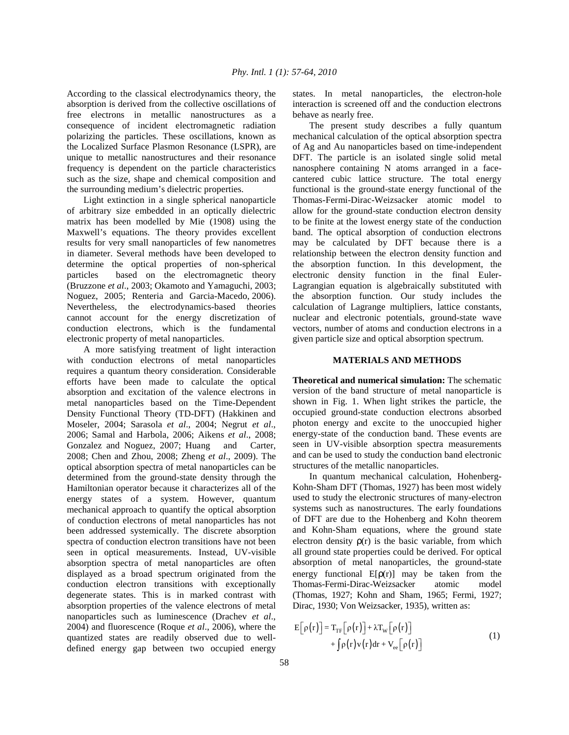According to the classical electrodynamics theory, the absorption is derived from the collective oscillations of free electrons in metallic nanostructures as a consequence of incident electromagnetic radiation polarizing the particles. These oscillations, known as the Localized Surface Plasmon Resonance (LSPR), are unique to metallic nanostructures and their resonance frequency is dependent on the particle characteristics such as the size, shape and chemical composition and the surrounding medium's dielectric properties.

Light extinction in a single spherical nanoparticle of arbitrary size embedded in an optically dielectric matrix has been modelled by Mie (1908) using the Maxwell's equations. The theory provides excellent results for very small nanoparticles of few nanometres in diameter. Several methods have been developed to determine the optical properties of non-spherical particles based on the electromagnetic theory (Bruzzone *et al*., 2003; Okamoto and Yamaguchi, 2003; Noguez, 2005; Renteria and Garcia-Macedo, 2006). Nevertheless, the electrodynamics-based theories cannot account for the energy discretization of conduction electrons, which is the fundamental electronic property of metal nanoparticles.

A more satisfying treatment of light interaction with conduction electrons of metal nanoparticles requires a quantum theory consideration. Considerable efforts have been made to calculate the optical absorption and excitation of the valence electrons in metal nanoparticles based on the Time-Dependent Density Functional Theory (TD-DFT) (Hakkinen and Moseler, 2004; Sarasola *et al*., 2004; Negrut *et al*., 2006; Samal and Harbola, 2006; Aikens *et al*., 2008; Gonzalez and Noguez, 2007; Huang and Carter, 2008; Chen and Zhou, 2008; Zheng *et al*., 2009). The optical absorption spectra of metal nanoparticles can be determined from the ground-state density through the Hamiltonian operator because it characterizes all of the energy states of a system. However, quantum mechanical approach to quantify the optical absorption of conduction electrons of metal nanoparticles has not been addressed systemically. The discrete absorption spectra of conduction electron transitions have not been seen in optical measurements. Instead, UV-visible absorption spectra of metal nanoparticles are often displayed as a broad spectrum originated from the conduction electron transitions with exceptionally degenerate states. This is in marked contrast with absorption properties of the valence electrons of metal nanoparticles such as luminescence (Drachev *et al*., 2004) and fluorescence (Roque *et al*., 2006), where the quantized states are readily observed due to well-defined energy gap between two occupied energy states. In metal nanoparticles, the electron-hole interaction is screened off and the conduction electrons behave as nearly free.

The present study describes a fully quantum mechanical calculation of the optical absorption spectra of Ag and Au nanoparticles based on time-independent DFT. The particle is an isolated single solid metal nanosphere containing N atoms arranged in a face-cantered cubic lattice structure. The total energy functional is the ground-state energy functional of the Thomas-Fermi-Dirac-Weizsacker atomic model to allow for the ground-state conduction electron density to be finite at the lowest energy state of the conduction band. The optical absorption of conduction electrons may be calculated by DFT because there is a relationship between the electron density function and the absorption function. In this development, the electronic density function in the final Euler-Lagrangian equation is algebraically substituted with the absorption function. Our study includes the calculation of Lagrange multipliers, lattice constants, nuclear and electronic potentials, ground-state wave vectors, number of atoms and conduction electrons in a given particle size and optical absorption spectrum.

## MATERIALS AND METHODS

**Theoretical and numerical simulation:** The schematic version of the band structure of metal nanoparticle is shown in Fig. 1. When light strikes the particle, the occupied ground-state conduction electrons absorbed photon energy and excite to the unoccupied higher energy-state of the conduction band. These events are seen in UV-visible absorption spectra measurements and can be used to study the conduction band electronic structures of the metallic nanoparticles.

In quantum mechanical calculation, Hohenberg-Kohn-Sham DFT (Thomas, 1927) has been most widely used to study the electronic structures of many-electron systems such as nanostructures. The early foundations of DFT are due to the Hohenberg and Kohn theorem and Kohn-Sham equations, where the ground state electron density $\rho(r)$ is the basic variable, from which all ground state properties could be derived. For optical absorption of metal nanoparticles, the ground-state energy functional $E[\rho(r)]$ may be taken from the Thomas-Fermi-Dirac-Weizsacker atomic model (Thomas, 1927; Kohn and Sham, 1965; Fermi, 1927; Dirac, 1930; Von Weizsacker, 1935), written as:

$$E\left[\rho(r)\right] = T_{TF}\left[\rho(r)\right] + \lambda T_{W}\left[\rho(r)\right] + \int \rho(r) v(r) dr + V_{ee}\left[\rho(r)\right] \tag{1}$$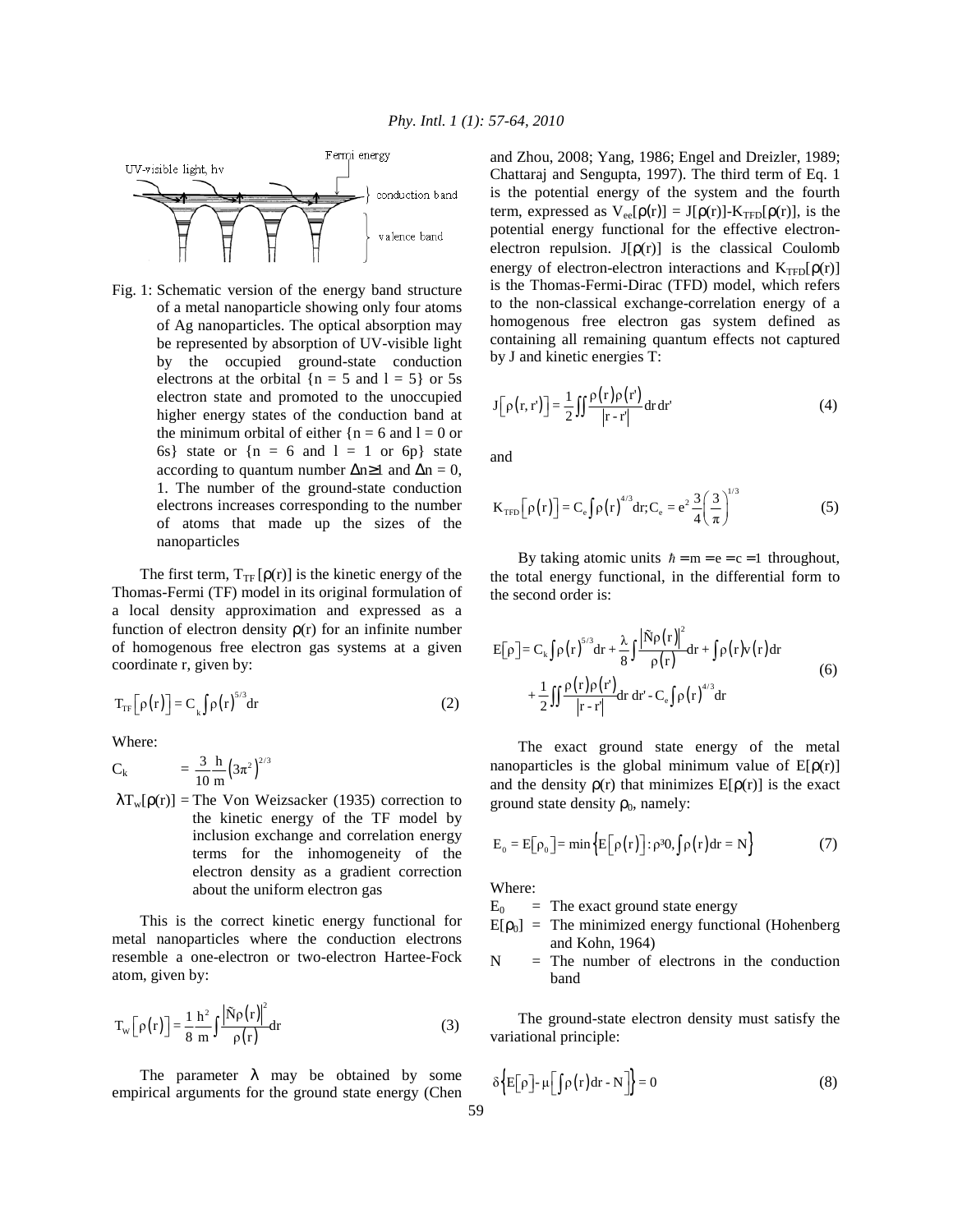Fig. 1: Schematic version of the energy band structure of a metal nanoparticle showing only four atoms of Ag nanoparticles. The optical absorption may be represented by absorption of UV-visible light by the occupied ground-state conduction electrons at the orbital {n = 5 and l = 5} or 5s electron state and promoted to the unoccupied higher energy states of the conduction band at the minimum orbital of either {n = 6 and l = 0 or 6s} state or {n = 6 and l = 1 or 6p} state according to quantum number $\Delta n \geq 1$ and $\Delta n = 0$, 1. The number of the ground-state conduction electrons increases corresponding to the number of atoms that made up the sizes of the nanoparticles

The first term, $T_{TF}[\rho(r)]$ is the kinetic energy of the Thomas-Fermi (TF) model in its original formulation of a local density approximation and expressed as a function of electron density $\rho(r)$ for an infinite number of homogenous free electron gas systems at a given coordinate r, given by:

$$T_{TF}\left[\rho(r)\right] = C_k \int \rho(r)^{5/3} dr \tag{2}$$

Where:

$C_k = \dfrac{3}{10}\dfrac{h}{m}\left(3\pi^2\right)^{2/3}$

$\lambda T_w[\rho(r)]$ = The Von Weizsacker (1935) correction to the kinetic energy of the TF model by inclusion exchange and correlation energy terms for the inhomogeneity of the electron density as a gradient correction about the uniform electron gas

This is the correct kinetic energy functional for metal nanoparticles where the conduction electrons resemble a one-electron or two-electron Hartee-Fock atom, given by:

$$T_W\left[\rho(r)\right] = \frac{1}{8}\frac{h^2}{m}\int \frac{\left|\nabla\rho(r)\right|^2}{\rho(r)} dr \tag{3}$$

The parameter $\lambda$ may be obtained by some empirical arguments for the ground state energy (Chen and Zhou, 2008; Yang, 1986; Engel and Dreizler, 1989; Chattaraj and Sengupta, 1997). The third term of Eq. 1 is the potential energy of the system and the fourth term, expressed as $V_{ee}[\rho(r)] = J[\rho(r)] - K_{TFD}[\rho(r)]$, is the potential energy functional for the effective electron-electron repulsion. $J[\rho(r)]$ is the classical Coulomb energy of electron-electron interactions and $K_{TFD}[\rho(r)]$ is the Thomas-Fermi-Dirac (TFD) model, which refers to the non-classical exchange-correlation energy of a homogenous free electron gas system defined as containing all remaining quantum effects not captured by J and kinetic energies T:

$$J\left[\rho(r, r')\right] = \frac{1}{2}\iint \frac{\rho(r)\rho(r')}{|r - r'|} dr\, dr' \tag{4}$$

and

$$K_{TFD}\left[\rho(r)\right] = C_e \int \rho(r)^{4/3} dr; C_e = e^2 \frac{3}{4}\left(\frac{3}{\pi}\right)^{1/3} \tag{5}$$

By taking atomic units $\hbar = m = e = c = 1$ throughout, the total energy functional, in the differential form to the second order is:

$$E[\rho] = C_k \int \rho(r)^{5/3} dr + \frac{\lambda}{8}\int \frac{\left|\nabla\rho(r)\right|^2}{\rho(r)} dr + \int \rho(r) v(r) dr + \frac{1}{2}\iint \frac{\rho(r)\rho(r')}{|r - r'|} dr\, dr' - C_e \int \rho(r)^{4/3} dr \tag{6}$$

The exact ground state energy of the metal nanoparticles is the global minimum value of $E[\rho(r)]$ and the density $\rho(r)$ that minimizes $E[\rho(r)]$ is the exact ground state density $\rho_0$, namely:

$$E_0 = E\left[\rho_0\right] = \min\left\{E\left[\rho(r)\right] : \rho \geq 0, \int \rho(r) dr = N\right\} \tag{7}$$

Where:

- $E_0$ = The exact ground state energy
- $E[\rho_0]$ = The minimized energy functional (Hohenberg and Kohn, 1964)
- N = The number of electrons in the conduction band

The ground-state electron density must satisfy the variational principle:

$$\delta\left\{E[\rho] - \mu\left[\int \rho(r) dr - N\right]\right\} = 0 \tag{8}$$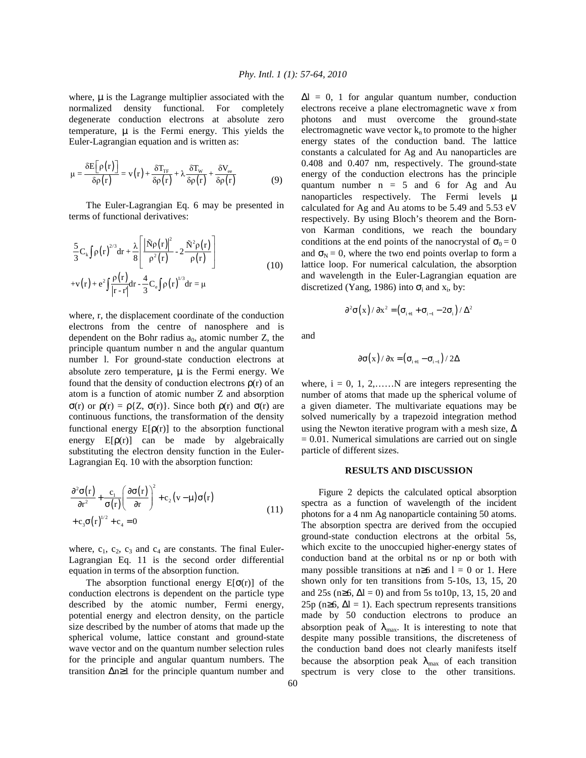where, $\mu$ is the Lagrange multiplier associated with the normalized density functional. For completely degenerate conduction electrons at absolute zero temperature, $\mu$ is the Fermi energy. This yields the Euler-Lagrangian equation and is written as:

$$\mu = \frac{\delta E\left[\rho(r)\right]}{\delta\rho(r)} = v(r) + \frac{\delta T_{TF}}{\delta\rho(r)} + \lambda\frac{\delta T_W}{\delta\rho(r)} + \frac{\delta V_{ee}}{\delta\rho(r)} \tag{9}$$

The Euler-Lagrangian Eq. 6 may be presented in terms of functional derivatives:

$$\begin{aligned}&\frac{5}{3}C_k\int\rho(r)^{2/3}dr + \frac{\lambda}{8}\left[\frac{\left|\tilde{N}\rho(r)\right|^2}{\rho^2(r)} - 2\frac{\tilde{N}^2\rho(r)}{\rho(r)}\right] \\ &+v(r) + e^2\int\frac{\rho(r)}{|r - r'|}dr - \frac{4}{3}C_e\int\rho(r)^{1/3}dr = \mu\end{aligned} \tag{10}$$

where, r, the displacement coordinate of the conduction electrons from the centre of nanosphere and is dependent on the Bohr radius $a_0$, atomic number Z, the principle quantum number n and the angular quantum number l. For ground-state conduction electrons at absolute zero temperature, $\mu$ is the Fermi energy. We found that the density of conduction electrons $\rho(r)$ of an atom is a function of atomic number Z and absorption $\sigma(r)$ or $\rho(r) = \rho\{Z, \sigma(r)\}$. Since both $\rho(r)$ and $\sigma(r)$ are continuous functions, the transformation of the density functional energy $E[\rho(r)]$ to the absorption functional energy $E[\rho(r)]$ can be made by algebraically substituting the electron density function in the Euler-Lagrangian Eq. 10 with the absorption function:

$$\begin{aligned}&\frac{\partial^2\sigma(r)}{\partial r^2} + \frac{c_1}{\sigma(r)}\left(\frac{\partial\sigma(r)}{\partial r}\right)^2 + c_2(v - \mu)\sigma(r) \\ &+ c_3\sigma(r)^{1/2} + c_4 = 0\end{aligned} \tag{11}$$

where, $c_1$, $c_2$, $c_3$ and $c_4$ are constants. The final Euler-Lagrangian Eq. 11 is the second order differential equation in terms of the absorption function.

The absorption functional energy $E[\sigma(r)]$ of the conduction electrons is dependent on the particle type described by the atomic number, Fermi energy, potential energy and electron density, on the particle size described by the number of atoms that made up the spherical volume, lattice constant and ground-state wave vector and on the quantum number selection rules for the principle and angular quantum numbers. The transition $\Delta n \geq 1$ for the principle quantum number and $\Delta l = 0$, 1 for angular quantum number, conduction electrons receive a plane electromagnetic wave *x* from photons and must overcome the ground-state electromagnetic wave vector $k_n$ to promote to the higher energy states of the conduction band. The lattice constants a calculated for Ag and Au nanoparticles are 0.408 and 0.407 nm, respectively. The ground-state energy of the conduction electrons has the principle quantum number n = 5 and 6 for Ag and Au nanoparticles respectively. The Fermi levels $\mu$ calculated for Ag and Au atoms to be 5.49 and 5.53 eV respectively. By using Bloch's theorem and the Born-von Karman conditions, we reach the boundary conditions at the end points of the nanocrystal of $\sigma_0 = 0$ and $\sigma_N = 0$, where the two end points overlap to form a lattice loop. For numerical calculation, the absorption and wavelength in the Euler-Lagrangian equation are discretized (Yang, 1986) into $\sigma_i$ and $x_i$, by:

$$\partial^2\sigma(x)/\partial x^2 = (\sigma_{i+1} + \sigma_{i-1} - 2\sigma_i)/\Delta^2$$

and

$$\partial\sigma(x)/\partial x = (\sigma_{i+1} - \sigma_{i-1})/2\Delta$$

where, i = 0, 1, 2,……N are integers representing the number of atoms that made up the spherical volume of a given diameter. The multivariate equations may be solved numerically by a trapezoid integration method using the Newton iterative program with a mesh size, $\Delta = 0.01$. Numerical simulations are carried out on single particle of different sizes.

## RESULTS AND DISCUSSION

Figure 2 depicts the calculated optical absorption spectra as a function of wavelength of the incident photons for a 4 nm Ag nanoparticle containing 50 atoms. The absorption spectra are derived from the occupied ground-state conduction electrons at the orbital 5s, which excite to the unoccupied higher-energy states of conduction band at the orbital ns or np or both with many possible transitions at $n \geq 6$ and l = 0 or 1. Here shown only for ten transitions from 5-10s, 13, 15, 20 and 25s ($n \geq 6$, $\Delta l = 0$) and from 5s to10p, 13, 15, 20 and 25p ($n \geq 6$, $\Delta l = 1$). Each spectrum represents transitions made by 50 conduction electrons to produce an absorption peak of $\lambda_{max}$. It is interesting to note that despite many possible transitions, the discreteness of the conduction band does not clearly manifests itself because the absorption peak $\lambda_{max}$ of each transition spectrum is very close to the other transitions.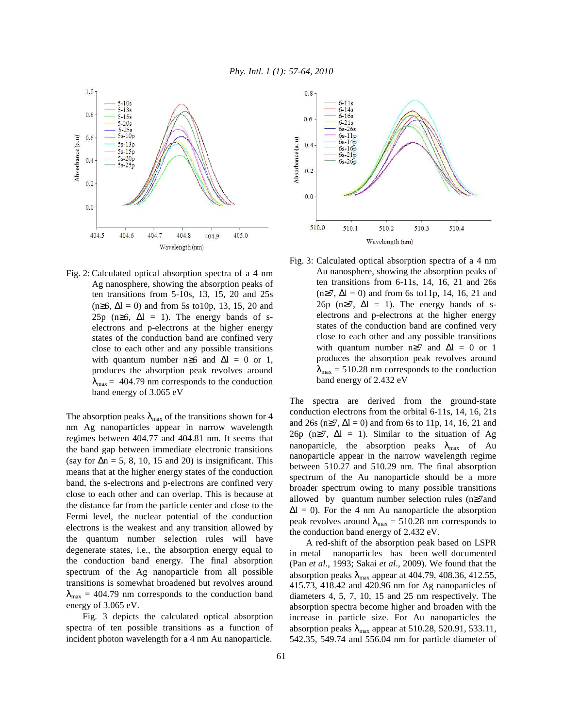Fig. 2: Calculated optical absorption spectra of a 4 nm Ag nanosphere, showing the absorption peaks of ten transitions from 5-10s, 13, 15, 20 and 25s ($n \geq 6$, $\Delta l = 0$) and from 5s to10p, 13, 15, 20 and 25p ($n \geq 6$, $\Delta l = 1$). The energy bands of s-electrons and p-electrons at the higher energy states of the conduction band are confined very close to each other and any possible transitions with quantum number $n \geq 6$ and $\Delta l = 0$ or 1, produces the absorption peak revolves around $\lambda_{max} = 404.79$ nm corresponds to the conduction band energy of 3.065 eV

The absorption peaks $\lambda_{max}$ of the transitions shown for 4 nm Ag nanoparticles appear in narrow wavelength regimes between 404.77 and 404.81 nm. It seems that the band gap between immediate electronic transitions (say for $\Delta n = 5$, 8, 10, 15 and 20) is insignificant. This means that at the higher energy states of the conduction band, the s-electrons and p-electrons are confined very close to each other and can overlap. This is because at the distance far from the particle center and close to the Fermi level, the nuclear potential of the conduction electrons is the weakest and any transition allowed by the quantum number selection rules will have degenerate states, i.e., the absorption energy equal to the conduction band energy. The final absorption spectrum of the Ag nanoparticle from all possible transitions is somewhat broadened but revolves around $\lambda_{max} = 404.79$ nm corresponds to the conduction band energy of 3.065 eV.

Fig. 3 depicts the calculated optical absorption spectra of ten possible transitions as a function of incident photon wavelength for a 4 nm Au nanoparticle.

Fig. 3: Calculated optical absorption spectra of a 4 nm Au nanosphere, showing the absorption peaks of ten transitions from 6-11s, 14, 16, 21 and 26s ($n \geq 7$, $\Delta l = 0$) and from 6s to11p, 14, 16, 21 and 26p ($n \geq 7$, $\Delta l = 1$). The energy bands of s-electrons and p-electrons at the higher energy states of the conduction band are confined very close to each other and any possible transitions with quantum number $n \geq 7$ and $\Delta l = 0$ or 1 produces the absorption peak revolves around $\lambda_{max} = 510.28$ nm corresponds to the conduction band energy of 2.432 eV

The spectra are derived from the ground-state conduction electrons from the orbital 6-11s, 14, 16, 21s and 26s ($n \geq 7$, $\Delta l = 0$) and from 6s to 11p, 14, 16, 21 and 26p ($n \geq 7$, $\Delta l = 1$). Similar to the situation of Ag nanoparticle, the absorption peaks $\lambda_{max}$ of Au nanoparticle appear in the narrow wavelength regime between 510.27 and 510.29 nm. The final absorption spectrum of the Au nanoparticle should be a more broader spectrum owing to many possible transitions allowed by quantum number selection rules ($n \geq 7$ and $\Delta l = 0$). For the 4 nm Au nanoparticle the absorption peak revolves around $\lambda_{max} = 510.28$ nm corresponds to the conduction band energy of 2.432 eV.

A red-shift of the absorption peak based on LSPR in metal nanoparticles has been well documented (Pan *et al*., 1993; Sakai *et al*., 2009). We found that the absorption peaks $\lambda_{max}$ appear at 404.79, 408.36, 412.55, 415.73, 418.42 and 420.96 nm for Ag nanoparticles of diameters 4, 5, 7, 10, 15 and 25 nm respectively. The absorption spectra become higher and broaden with the increase in particle size. For Au nanoparticles the absorption peaks $\lambda_{max}$ appear at 510.28, 520.91, 533.11, 542.35, 549.74 and 556.04 nm for particle diameter of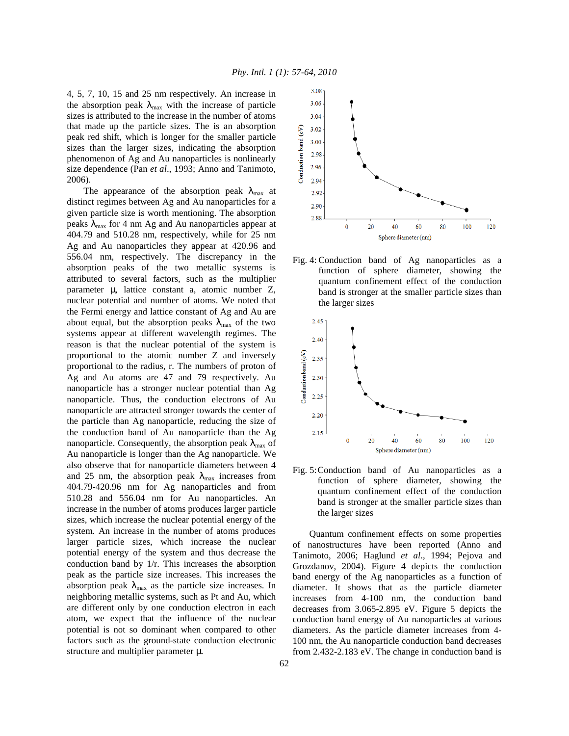4, 5, 7, 10, 15 and 25 nm respectively. An increase in the absorption peak $\lambda_{max}$ with the increase of particle sizes is attributed to the increase in the number of atoms that made up the particle sizes. The is an absorption peak red shift, which is longer for the smaller particle sizes than the larger sizes, indicating the absorption phenomenon of Ag and Au nanoparticles is nonlinearly size dependence (Pan *et al*., 1993; Anno and Tanimoto, 2006).

The appearance of the absorption peak $\lambda_{max}$ at distinct regimes between Ag and Au nanoparticles for a given particle size is worth mentioning. The absorption peaks $\lambda_{max}$ for 4 nm Ag and Au nanoparticles appear at 404.79 and 510.28 nm, respectively, while for 25 nm Ag and Au nanoparticles they appear at 420.96 and 556.04 nm, respectively. The discrepancy in the absorption peaks of the two metallic systems is attributed to several factors, such as the multiplier parameter $\mu$, lattice constant a, atomic number Z, nuclear potential and number of atoms. We noted that the Fermi energy and lattice constant of Ag and Au are about equal, but the absorption peaks $\lambda_{max}$ of the two systems appear at different wavelength regimes. The reason is that the nuclear potential of the system is proportional to the atomic number Z and inversely proportional to the radius, r. The numbers of proton of Ag and Au atoms are 47 and 79 respectively. Au nanoparticle has a stronger nuclear potential than Ag nanoparticle. Thus, the conduction electrons of Au nanoparticle are attracted stronger towards the center of the particle than Ag nanoparticle, reducing the size of the conduction band of Au nanoparticle than the Ag nanoparticle. Consequently, the absorption peak $\lambda_{max}$ of Au nanoparticle is longer than the Ag nanoparticle. We also observe that for nanoparticle diameters between 4 and 25 nm, the absorption peak $\lambda_{max}$ increases from 404.79-420.96 nm for Ag nanoparticles and from 510.28 and 556.04 nm for Au nanoparticles. An increase in the number of atoms produces larger particle sizes, which increase the nuclear potential energy of the system. An increase in the number of atoms produces larger particle sizes, which increase the nuclear potential energy of the system and thus decrease the conduction band by 1/r. This increases the absorption peak as the particle size increases. This increases the absorption peak $\lambda_{max}$ as the particle size increases. In neighboring metallic systems, such as Pt and Au, which are different only by one conduction electron in each atom, we expect that the influence of the nuclear potential is not so dominant when compared to other factors such as the ground-state conduction electronic structure and multiplier parameter $\mu$.

Fig. 4: Conduction band of Ag nanoparticles as a function of sphere diameter, showing the quantum confinement effect of the conduction band is stronger at the smaller particle sizes than the larger sizes

Fig. 5: Conduction band of Au nanoparticles as a function of sphere diameter, showing the quantum confinement effect of the conduction band is stronger at the smaller particle sizes than the larger sizes

Quantum confinement effects on some properties of nanostructures have been reported (Anno and Tanimoto, 2006; Haglund *et al*., 1994; Pejova and Grozdanov, 2004). Figure 4 depicts the conduction band energy of the Ag nanoparticles as a function of diameter. It shows that as the particle diameter increases from 4-100 nm, the conduction band decreases from 3.065-2.895 eV. Figure 5 depicts the conduction band energy of Au nanoparticles at various diameters. As the particle diameter increases from 4-100 nm, the Au nanoparticle conduction band decreases from 2.432-2.183 eV. The change in conduction band is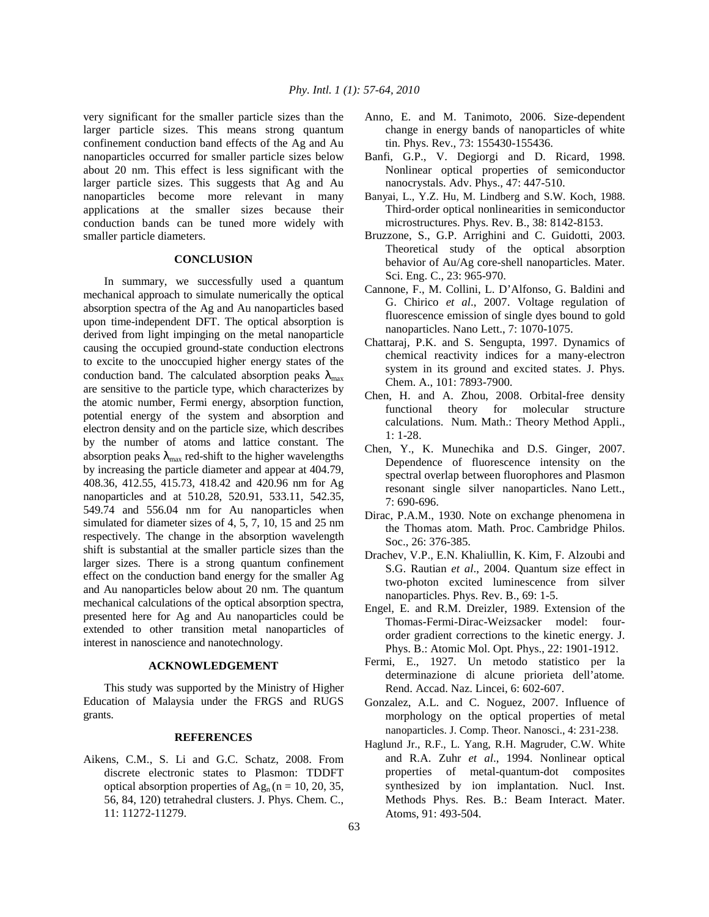very significant for the smaller particle sizes than the larger particle sizes. This means strong quantum confinement conduction band effects of the Ag and Au nanoparticles occurred for smaller particle sizes below about 20 nm. This effect is less significant with the larger particle sizes. This suggests that Ag and Au nanoparticles become more relevant in many applications at the smaller sizes because their conduction bands can be tuned more widely with smaller particle diameters.

## CONCLUSION

In summary, we successfully used a quantum mechanical approach to simulate numerically the optical absorption spectra of the Ag and Au nanoparticles based upon time-independent DFT. The optical absorption is derived from light impinging on the metal nanoparticle causing the occupied ground-state conduction electrons to excite to the unoccupied higher energy states of the conduction band. The calculated absorption peaks $\lambda_{max}$ are sensitive to the particle type, which characterizes by the atomic number, Fermi energy, absorption function, potential energy of the system and absorption and electron density and on the particle size, which describes by the number of atoms and lattice constant. The absorption peaks $\lambda_{max}$ red-shift to the higher wavelengths by increasing the particle diameter and appear at 404.79, 408.36, 412.55, 415.73, 418.42 and 420.96 nm for Ag nanoparticles and at 510.28, 520.91, 533.11, 542.35, 549.74 and 556.04 nm for Au nanoparticles when simulated for diameter sizes of 4, 5, 7, 10, 15 and 25 nm respectively. The change in the absorption wavelength shift is substantial at the smaller particle sizes than the larger sizes. There is a strong quantum confinement effect on the conduction band energy for the smaller Ag and Au nanoparticles below about 20 nm. The quantum mechanical calculations of the optical absorption spectra, presented here for Ag and Au nanoparticles could be extended to other transition metal nanoparticles of interest in nanoscience and nanotechnology.

## ACKNOWLEDGEMENT

This study was supported by the Ministry of Higher Education of Malaysia under the FRGS and RUGS grants.

## REFERENCES

Aikens, C.M., S. Li and G.C. Schatz, 2008. From discrete electronic states to Plasmon: TDDFT optical absorption properties of $Ag_n$ (n = 10, 20, 35, 56, 84, 120) tetrahedral clusters. J. Phys. Chem. C., 11: 11272-11279.

Anno, E. and M. Tanimoto, 2006. Size-dependent change in energy bands of nanoparticles of white tin. Phys. Rev., 73: 155430-155436.

Banfi, G.P., V. Degiorgi and D. Ricard, 1998. Nonlinear optical properties of semiconductor nanocrystals. Adv. Phys., 47: 447-510.

Banyai, L., Y.Z. Hu, M. Lindberg and S.W. Koch, 1988. Third-order optical nonlinearities in semiconductor microstructures. Phys. Rev. B., 38: 8142-8153.

Bruzzone, S., G.P. Arrighini and C. Guidotti, 2003. Theoretical study of the optical absorption behavior of Au/Ag core-shell nanoparticles. Mater. Sci. Eng. C., 23: 965-970.

Cannone, F., M. Collini, L. D'Alfonso, G. Baldini and G. Chirico *et al*., 2007. Voltage regulation of fluorescence emission of single dyes bound to gold nanoparticles. Nano Lett., 7: 1070-1075.

Chattaraj, P.K. and S. Sengupta, 1997. Dynamics of chemical reactivity indices for a many-electron system in its ground and excited states. J. Phys. Chem. A., 101: 7893-7900.

Chen, H. and A. Zhou, 2008. Orbital-free density functional theory for molecular structure calculations. Num. Math.: Theory Method Appli., 1: 1-28.

Chen, Y., K. Munechika and D.S. Ginger, 2007. Dependence of fluorescence intensity on the spectral overlap between fluorophores and Plasmon resonant single silver nanoparticles. Nano Lett., 7: 690-696.

Dirac, P.A.M., 1930. Note on exchange phenomena in the Thomas atom. Math. Proc. Cambridge Philos. Soc., 26: 376-385.

Drachev, V.P., E.N. Khaliullin, K. Kim, F. Alzoubi and S.G. Rautian *et al*., 2004. Quantum size effect in two-photon excited luminescence from silver nanoparticles. Phys. Rev. B., 69: 1-5.

Engel, E. and R.M. Dreizler, 1989. Extension of the Thomas-Fermi-Dirac-Weizsacker model: four-order gradient corrections to the kinetic energy. J. Phys. B.: Atomic Mol. Opt. Phys., 22: 1901-1912.

Fermi, E., 1927. Un metodo statistico per la determinazione di alcune priorieta dell'atome. Rend. Accad. Naz. Lincei, 6: 602-607.

Gonzalez, A.L. and C. Noguez, 2007. Influence of morphology on the optical properties of metal nanoparticles. J. Comp. Theor. Nanosci., 4: 231-238.

Haglund Jr., R.F., L. Yang, R.H. Magruder, C.W. White and R.A. Zuhr *et al*., 1994. Nonlinear optical properties of metal-quantum-dot composites synthesized by ion implantation. Nucl. Inst. Methods Phys. Res. B.: Beam Interact. Mater. Atoms, 91: 493-504.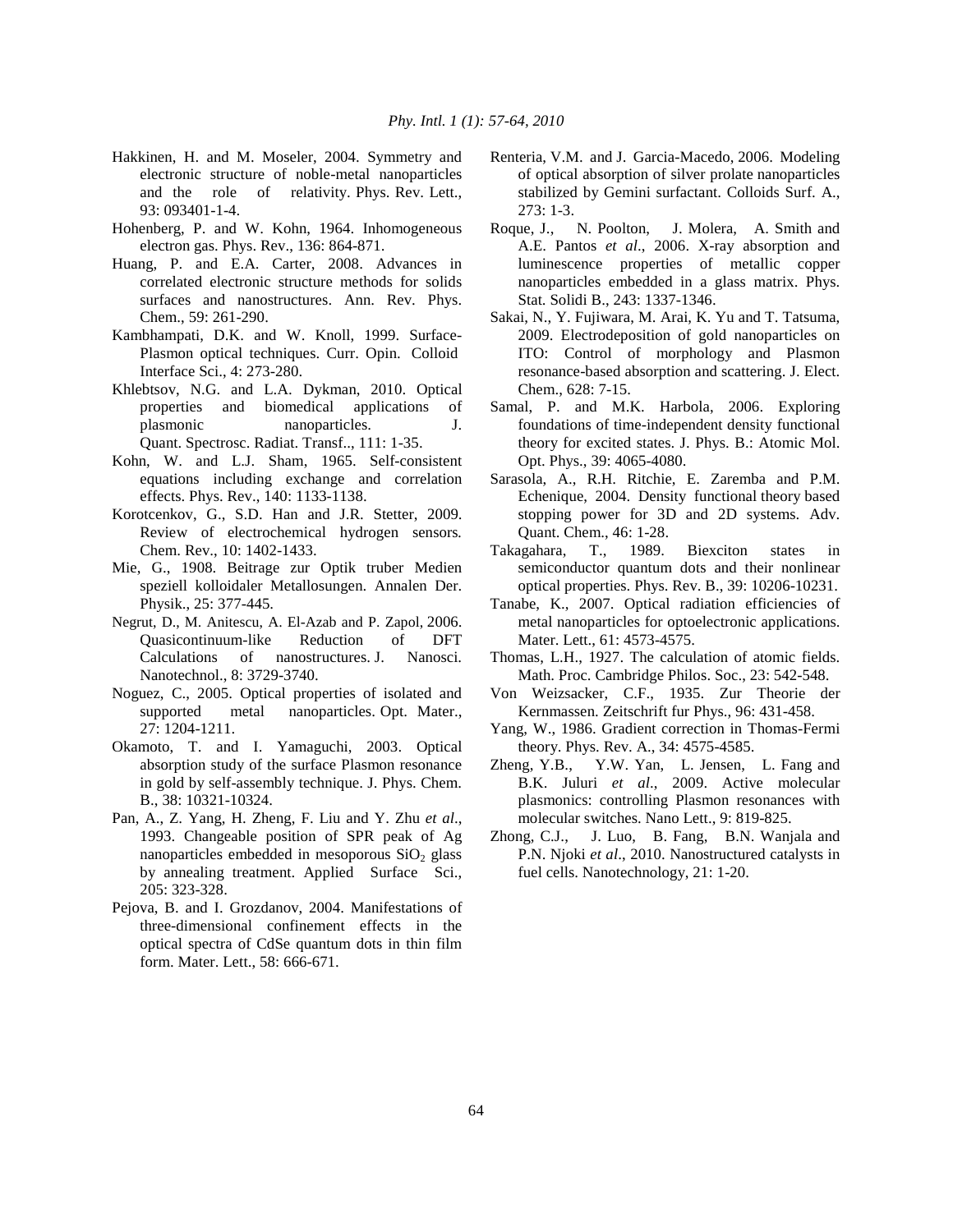Hakkinen, H. and M. Moseler, 2004. Symmetry and electronic structure of noble-metal nanoparticles and the role of relativity. Phys. Rev. Lett., 93: 093401-1-4.

Hohenberg, P. and W. Kohn, 1964. Inhomogeneous electron gas. Phys. Rev., 136: 864-871.

Huang, P. and E.A. Carter, 2008. Advances in correlated electronic structure methods for solids surfaces and nanostructures. Ann. Rev. Phys. Chem., 59: 261-290.

Kambhampati, D.K. and W. Knoll, 1999. Surface-Plasmon optical techniques. Curr. Opin. Colloid Interface Sci., 4: 273-280.

Khlebtsov, N.G. and L.A. Dykman, 2010. Optical properties and biomedical applications of plasmonic nanoparticles. J. Quant. Spectrosc. Radiat. Transf.., 111: 1-35.

Kohn, W. and L.J. Sham, 1965. Self-consistent equations including exchange and correlation effects. Phys. Rev., 140: 1133-1138.

Korotcenkov, G., S.D. Han and J.R. Stetter, 2009. Review of electrochemical hydrogen sensors. Chem. Rev., 10: 1402-1433.

Mie, G., 1908. Beitrage zur Optik truber Medien speziell kolloidaler Metallosungen. Annalen Der. Physik., 25: 377-445.

Negrut, D., M. Anitescu, A. El-Azab and P. Zapol, 2006. Quasicontinuum-like Reduction of DFT Calculations of nanostructures. J. Nanosci. Nanotechnol., 8: 3729-3740.

Noguez, C., 2005. Optical properties of isolated and supported metal nanoparticles. Opt. Mater., 27: 1204-1211.

Okamoto, T. and I. Yamaguchi, 2003. Optical absorption study of the surface Plasmon resonance in gold by self-assembly technique. J. Phys. Chem. B., 38: 10321-10324.

Pan, A., Z. Yang, H. Zheng, F. Liu and Y. Zhu *et al*., 1993. Changeable position of SPR peak of Ag nanoparticles embedded in mesoporous $SiO_2$ glass by annealing treatment. Applied Surface Sci., 205: 323-328.

Pejova, B. and I. Grozdanov, 2004. Manifestations of three-dimensional confinement effects in the optical spectra of CdSe quantum dots in thin film form. Mater. Lett., 58: 666-671.

Renteria, V.M. and J. Garcia-Macedo, 2006. Modeling of optical absorption of silver prolate nanoparticles stabilized by Gemini surfactant. Colloids Surf. A., 273: 1-3.

Roque, J., N. Poolton, J. Molera, A. Smith and A.E. Pantos *et al*., 2006. X-ray absorption and luminescence properties of metallic copper nanoparticles embedded in a glass matrix. Phys. Stat. Solidi B., 243: 1337-1346.

Sakai, N., Y. Fujiwara, M. Arai, K. Yu and T. Tatsuma, 2009. Electrodeposition of gold nanoparticles on ITO: Control of morphology and Plasmon resonance-based absorption and scattering. J. Elect. Chem., 628: 7-15.

Samal, P. and M.K. Harbola, 2006. Exploring foundations of time-independent density functional theory for excited states. J. Phys. B.: Atomic Mol. Opt. Phys., 39: 4065-4080.

Sarasola, A., R.H. Ritchie, E. Zaremba and P.M. Echenique, 2004. Density functional theory based stopping power for 3D and 2D systems. Adv. Quant. Chem., 46: 1-28.

Takagahara, T., 1989. Biexciton states in semiconductor quantum dots and their nonlinear optical properties. Phys. Rev. B., 39: 10206-10231.

Tanabe, K., 2007. Optical radiation efficiencies of metal nanoparticles for optoelectronic applications. Mater. Lett., 61: 4573-4575.

Thomas, L.H., 1927. The calculation of atomic fields. Math. Proc. Cambridge Philos. Soc., 23: 542-548.

Von Weizsacker, C.F., 1935. Zur Theorie der Kernmassen. Zeitschrift fur Phys., 96: 431-458.

Yang, W., 1986. Gradient correction in Thomas-Fermi theory. Phys. Rev. A., 34: 4575-4585.

Zheng, Y.B., Y.W. Yan, L. Jensen, L. Fang and B.K. Juluri *et al*., 2009. Active molecular plasmonics: controlling Plasmon resonances with molecular switches. Nano Lett., 9: 819-825.

Zhong, C.J., J. Luo, B. Fang, B.N. Wanjala and P.N. Njoki *et al*., 2010. Nanostructured catalysts in fuel cells. Nanotechnology, 21: 1-20.